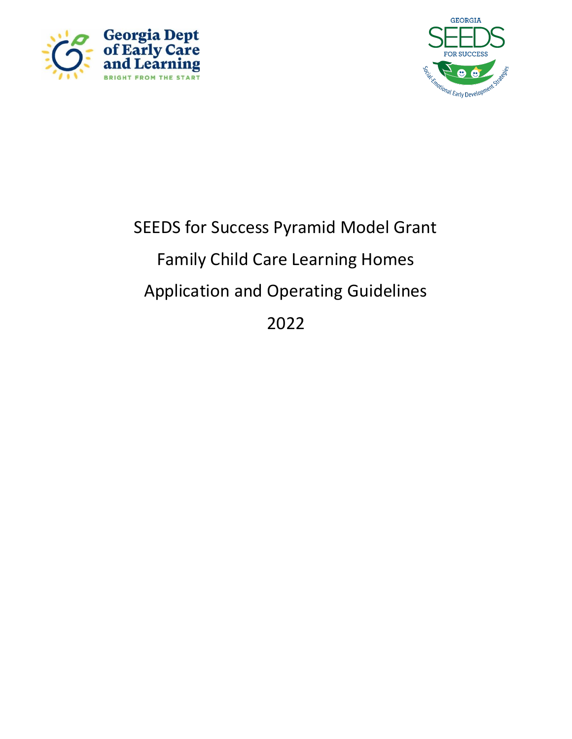# SEEDS for Success Pyramid Model Grant

# Family Child Care Learning Homes

# Application and Operating Guidelines

# 2022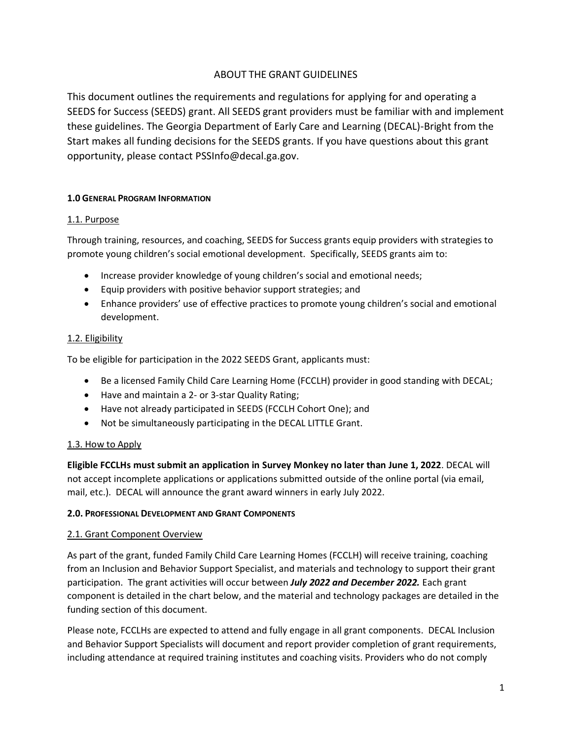ABOUT THE GRANT GUIDELINES

This document outlines the requirements and regulations for applying for and operating a SEEDS for Success (SEEDS) grant. All SEEDS grant providers must be familiar with and implement these guidelines. The Georgia Department of Early Care and Learning (DECAL)-Bright from the Start makes all funding decisions for the SEEDS grants. If you have questions about this grant opportunity, please contact PSSInfo@decal.ga.gov.

## 1.0 General Program Information

### 1.1. Purpose

Through training, resources, and coaching, SEEDS for Success grants equip providers with strategies to promote young children's social emotional development. Specifically, SEEDS grants aim to:

- Increase provider knowledge of young children's social and emotional needs;
- Equip providers with positive behavior support strategies; and
- Enhance providers' use of effective practices to promote young children's social and emotional development.

### 1.2. Eligibility

To be eligible for participation in the 2022 SEEDS Grant, applicants must:

- Be a licensed Family Child Care Learning Home (FCCLH) provider in good standing with DECAL;
- Have and maintain a 2- or 3-star Quality Rating;
- Have not already participated in SEEDS (FCCLH Cohort One); and
- Not be simultaneously participating in the DECAL LITTLE Grant.

### 1.3. How to Apply

**Eligible FCCLHs must submit an application in Survey Monkey no later than June 1, 2022**. DECAL will not accept incomplete applications or applications submitted outside of the online portal (via email, mail, etc.). DECAL will announce the grant award winners in early July 2022.

## 2.0. Professional Development and Grant Components

### 2.1. Grant Component Overview

As part of the grant, funded Family Child Care Learning Homes (FCCLH) will receive training, coaching from an Inclusion and Behavior Support Specialist, and materials and technology to support their grant participation. The grant activities will occur between ***July 2022 and December 2022.*** Each grant component is detailed in the chart below, and the material and technology packages are detailed in the funding section of this document.

Please note, FCCLHs are expected to attend and fully engage in all grant components. DECAL Inclusion and Behavior Support Specialists will document and report provider completion of grant requirements, including attendance at required training institutes and coaching visits. Providers who do not comply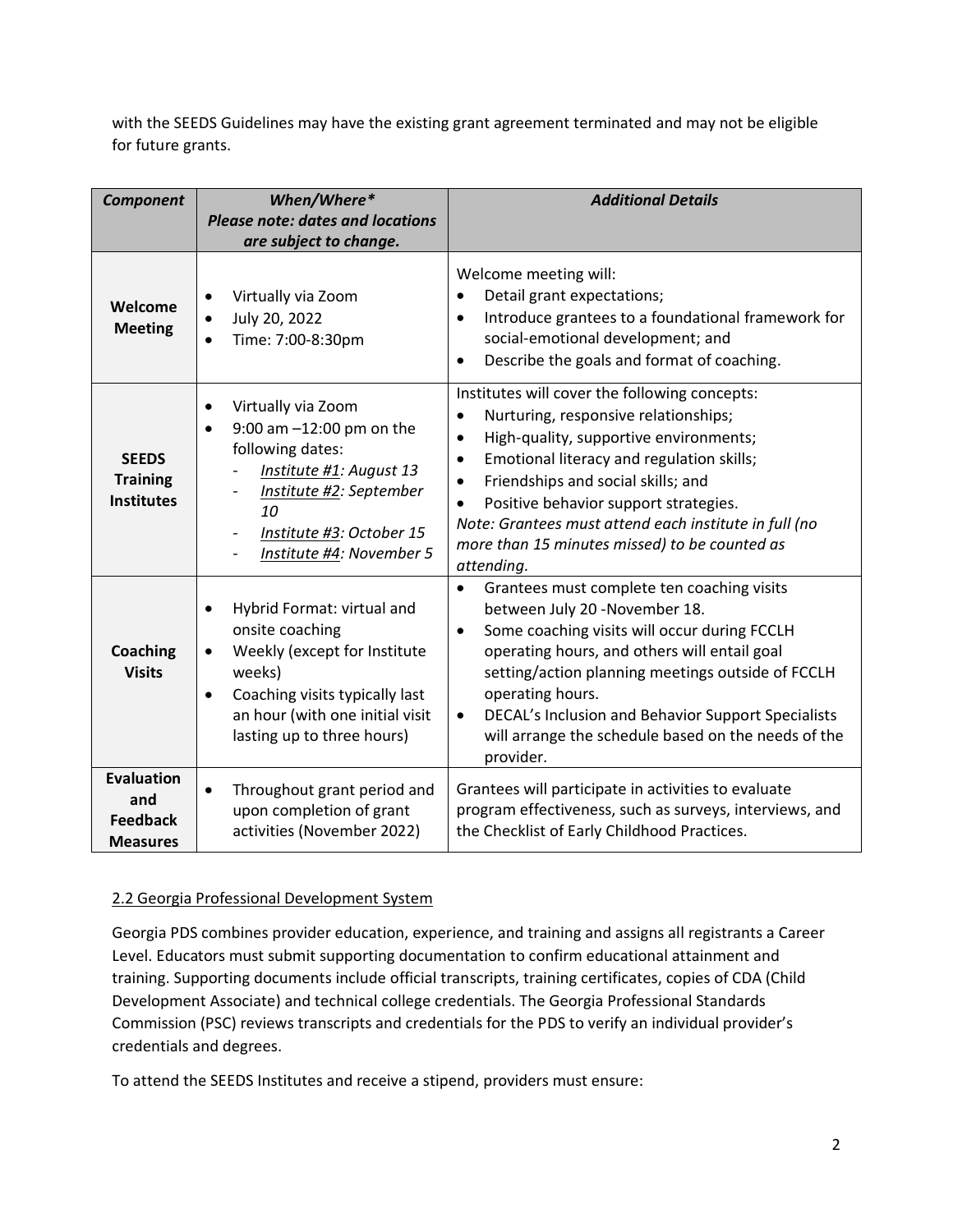with the SEEDS Guidelines may have the existing grant agreement terminated and may not be eligible for future grants.

| *Component* | *When/Where** *Please note: dates and locations are subject to change.* | *Additional Details* |
|---|---|---|
| **Welcome Meeting** | • Virtually via Zoom<br>• July 20, 2022<br>• Time: 7:00-8:30pm | Welcome meeting will:<br>• Detail grant expectations;<br>• Introduce grantees to a foundational framework for social-emotional development; and<br>• Describe the goals and format of coaching. |
| **SEEDS Training Institutes** | • Virtually via Zoom<br>• 9:00 am –12:00 pm on the following dates:<br>- *Institute #1: August 13*<br>- *Institute #2: September 10*<br>- *Institute #3: October 15*<br>- *Institute #4: November 5* | Institutes will cover the following concepts:<br>• Nurturing, responsive relationships;<br>• High-quality, supportive environments;<br>• Emotional literacy and regulation skills;<br>• Friendships and social skills; and<br>• Positive behavior support strategies.<br>*Note: Grantees must attend each institute in full (no more than 15 minutes missed) to be counted as attending.* |
| **Coaching Visits** | • Hybrid Format: virtual and onsite coaching<br>• Weekly (except for Institute weeks)<br>• Coaching visits typically last an hour (with one initial visit lasting up to three hours) | • Grantees must complete ten coaching visits between July 20 -November 18.<br>• Some coaching visits will occur during FCCLH operating hours, and others will entail goal setting/action planning meetings outside of FCCLH operating hours.<br>• DECAL's Inclusion and Behavior Support Specialists will arrange the schedule based on the needs of the provider. |
| **Evaluation and Feedback Measures** | • Throughout grant period and upon completion of grant activities (November 2022) | Grantees will participate in activities to evaluate program effectiveness, such as surveys, interviews, and the Checklist of Early Childhood Practices. |

## 2.2 Georgia Professional Development System

Georgia PDS combines provider education, experience, and training and assigns all registrants a Career Level. Educators must submit supporting documentation to confirm educational attainment and training. Supporting documents include official transcripts, training certificates, copies of CDA (Child Development Associate) and technical college credentials. The Georgia Professional Standards Commission (PSC) reviews transcripts and credentials for the PDS to verify an individual provider's credentials and degrees.

To attend the SEEDS Institutes and receive a stipend, providers must ensure: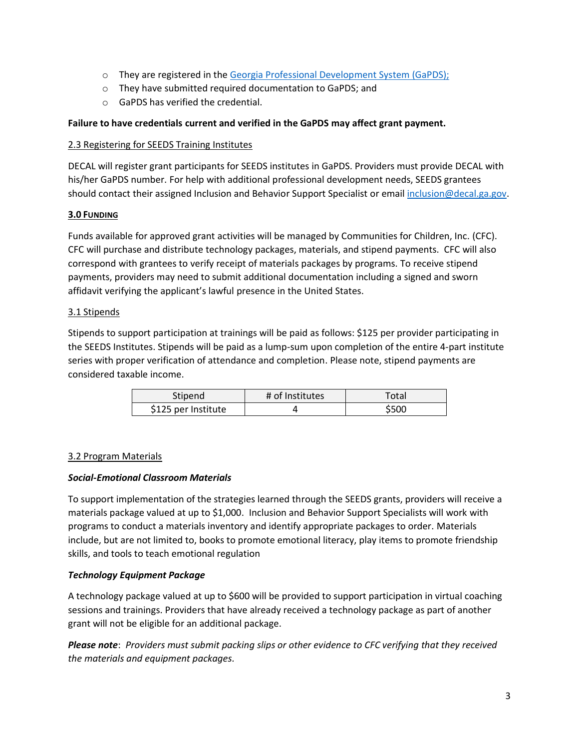- They are registered in the [Georgia Professional Development System (GaPDS);]()
- They have submitted required documentation to GaPDS; and
- GaPDS has verified the credential.

**Failure to have credentials current and verified in the GaPDS may affect grant payment.**

### 2.3 Registering for SEEDS Training Institutes

DECAL will register grant participants for SEEDS institutes in GaPDS. Providers must provide DECAL with his/her GaPDS number. For help with additional professional development needs, SEEDS grantees should contact their assigned Inclusion and Behavior Support Specialist or email inclusion@decal.ga.gov.

## 3.0 FUNDING

Funds available for approved grant activities will be managed by Communities for Children, Inc. (CFC). CFC will purchase and distribute technology packages, materials, and stipend payments. CFC will also correspond with grantees to verify receipt of materials packages by programs. To receive stipend payments, providers may need to submit additional documentation including a signed and sworn affidavit verifying the applicant's lawful presence in the United States.

### 3.1 Stipends

Stipends to support participation at trainings will be paid as follows: $125 per provider participating in the SEEDS Institutes. Stipends will be paid as a lump-sum upon completion of the entire 4-part institute series with proper verification of attendance and completion. Please note, stipend payments are considered taxable income.

| Stipend | # of Institutes | Total |
|---|---|---|
| $125 per Institute | 4 | $500 |

### 3.2 Program Materials

***Social-Emotional Classroom Materials***

To support implementation of the strategies learned through the SEEDS grants, providers will receive a materials package valued at up to $1,000. Inclusion and Behavior Support Specialists will work with programs to conduct a materials inventory and identify appropriate packages to order. Materials include, but are not limited to, books to promote emotional literacy, play items to promote friendship skills, and tools to teach emotional regulation

***Technology Equipment Package***

A technology package valued at up to $600 will be provided to support participation in virtual coaching sessions and trainings. Providers that have already received a technology package as part of another grant will not be eligible for an additional package.

***Please note***: *Providers must submit packing slips or other evidence to CFC verifying that they received the materials and equipment packages.*